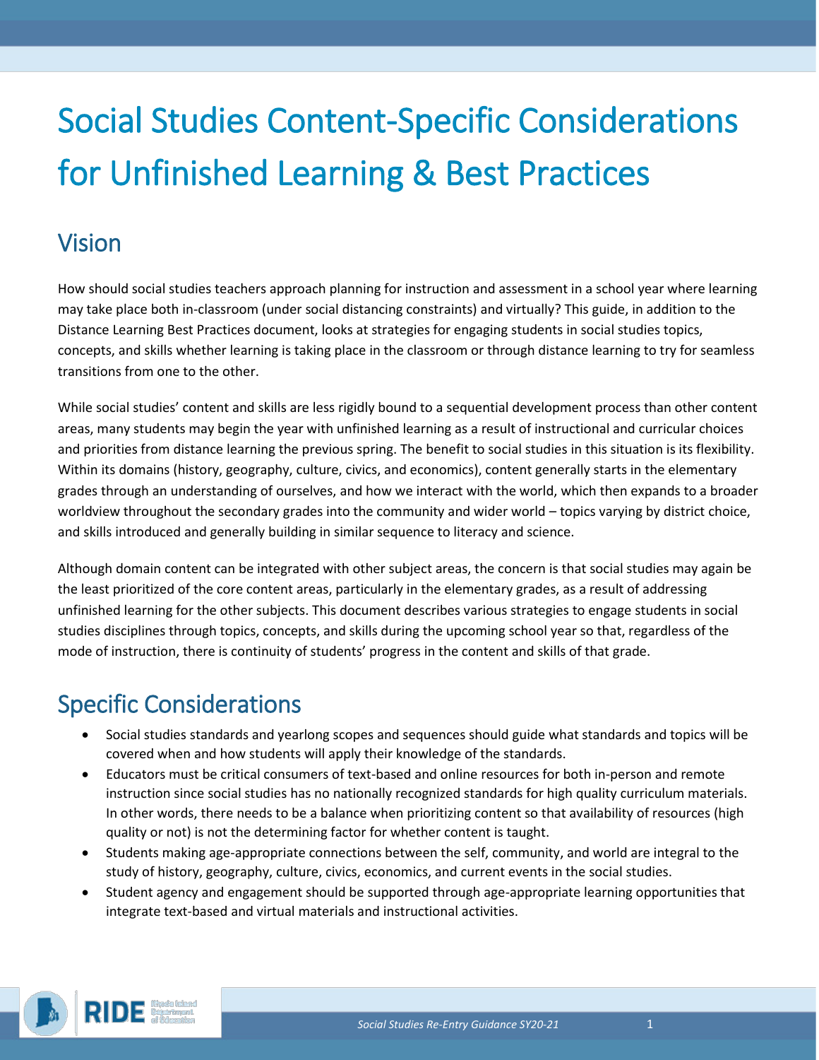# Social Studies Content-Specific Considerations for Unfinished Learning & Best Practices

## Vision

How should social studies teachers approach planning for instruction and assessment in a school year where learning may take place both in-classroom (under social distancing constraints) and virtually? This guide, in addition to the Distance Learning Best Practices document, looks at strategies for engaging students in social studies topics, concepts, and skills whether learning is taking place in the classroom or through distance learning to try for seamless transitions from one to the other.

While social studies' content and skills are less rigidly bound to a sequential development process than other content areas, many students may begin the year with unfinished learning as a result of instructional and curricular choices and priorities from distance learning the previous spring. The benefit to social studies in this situation is its flexibility. Within its domains (history, geography, culture, civics, and economics), content generally starts in the elementary grades through an understanding of ourselves, and how we interact with the world, which then expands to a broader worldview throughout the secondary grades into the community and wider world – topics varying by district choice, and skills introduced and generally building in similar sequence to literacy and science.

Although domain content can be integrated with other subject areas, the concern is that social studies may again be the least prioritized of the core content areas, particularly in the elementary grades, as a result of addressing unfinished learning for the other subjects. This document describes various strategies to engage students in social studies disciplines through topics, concepts, and skills during the upcoming school year so that, regardless of the mode of instruction, there is continuity of students' progress in the content and skills of that grade.

## Specific Considerations

- Social studies standards and yearlong scopes and sequences should guide what standards and topics will be covered when and how students will apply their knowledge of the standards.
- Educators must be critical consumers of text-based and online resources for both in-person and remote instruction since social studies has no nationally recognized standards for high quality curriculum materials. In other words, there needs to be a balance when prioritizing content so that availability of resources (high quality or not) is not the determining factor for whether content is taught.
- Students making age-appropriate connections between the self, community, and world are integral to the study of history, geography, culture, civics, economics, and current events in the social studies.
- Student agency and engagement should be supported through age-appropriate learning opportunities that integrate text-based and virtual materials and instructional activities.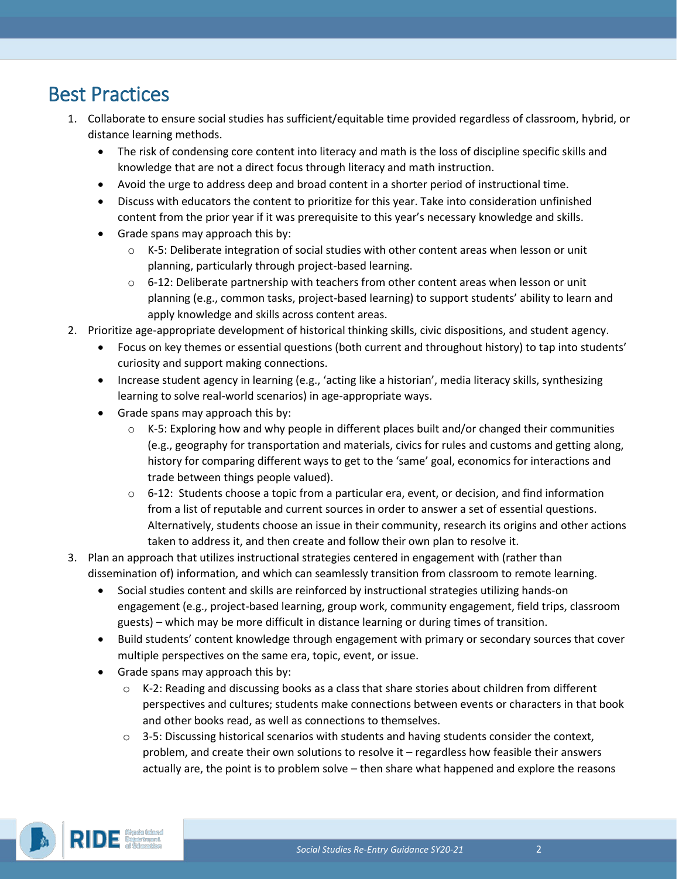# Best Practices

1. Collaborate to ensure social studies has sufficient/equitable time provided regardless of classroom, hybrid, or distance learning methods.
   - The risk of condensing core content into literacy and math is the loss of discipline specific skills and knowledge that are not a direct focus through literacy and math instruction.
   - Avoid the urge to address deep and broad content in a shorter period of instructional time.
   - Discuss with educators the content to prioritize for this year. Take into consideration unfinished content from the prior year if it was prerequisite to this year's necessary knowledge and skills.
   - Grade spans may approach this by:
     - K-5: Deliberate integration of social studies with other content areas when lesson or unit planning, particularly through project-based learning.
     - 6-12: Deliberate partnership with teachers from other content areas when lesson or unit planning (e.g., common tasks, project-based learning) to support students' ability to learn and apply knowledge and skills across content areas.
2. Prioritize age-appropriate development of historical thinking skills, civic dispositions, and student agency.
   - Focus on key themes or essential questions (both current and throughout history) to tap into students' curiosity and support making connections.
   - Increase student agency in learning (e.g., 'acting like a historian', media literacy skills, synthesizing learning to solve real-world scenarios) in age-appropriate ways.
   - Grade spans may approach this by:
     - K-5: Exploring how and why people in different places built and/or changed their communities (e.g., geography for transportation and materials, civics for rules and customs and getting along, history for comparing different ways to get to the 'same' goal, economics for interactions and trade between things people valued).
     - 6-12: Students choose a topic from a particular era, event, or decision, and find information from a list of reputable and current sources in order to answer a set of essential questions. Alternatively, students choose an issue in their community, research its origins and other actions taken to address it, and then create and follow their own plan to resolve it.
3. Plan an approach that utilizes instructional strategies centered in engagement with (rather than dissemination of) information, and which can seamlessly transition from classroom to remote learning.
   - Social studies content and skills are reinforced by instructional strategies utilizing hands-on engagement (e.g., project-based learning, group work, community engagement, field trips, classroom guests) – which may be more difficult in distance learning or during times of transition.
   - Build students' content knowledge through engagement with primary or secondary sources that cover multiple perspectives on the same era, topic, event, or issue.
   - Grade spans may approach this by:
     - K-2: Reading and discussing books as a class that share stories about children from different perspectives and cultures; students make connections between events or characters in that book and other books read, as well as connections to themselves.
     - 3-5: Discussing historical scenarios with students and having students consider the context, problem, and create their own solutions to resolve it – regardless how feasible their answers actually are, the point is to problem solve – then share what happened and explore the reasons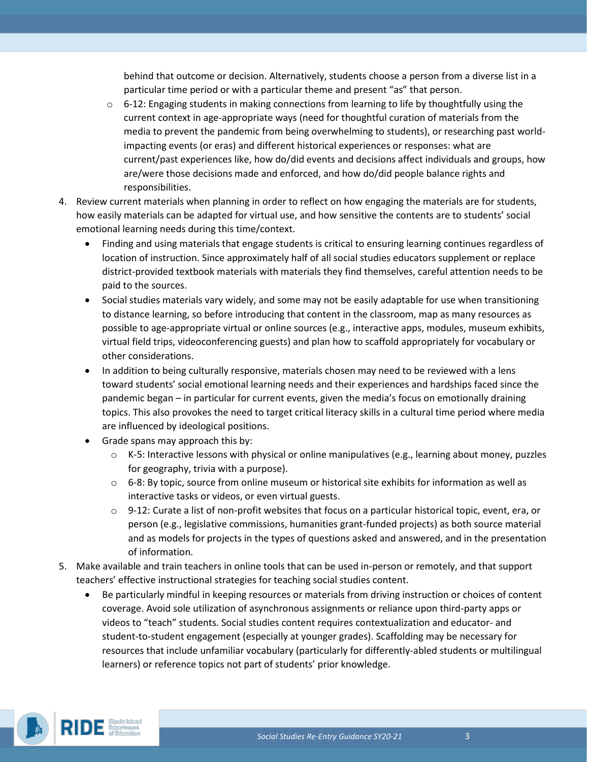behind that outcome or decision. Alternatively, students choose a person from a diverse list in a particular time period or with a particular theme and present "as" that person.

    - 6-12: Engaging students in making connections from learning to life by thoughtfully using the current context in age-appropriate ways (need for thoughtful curation of materials from the media to prevent the pandemic from being overwhelming to students), or researching past world-impacting events (or eras) and different historical experiences or responses: what are current/past experiences like, how do/did events and decisions affect individuals and groups, how are/were those decisions made and enforced, and how do/did people balance rights and responsibilities.

4. Review current materials when planning in order to reflect on how engaging the materials are for students, how easily materials can be adapted for virtual use, and how sensitive the contents are to students' social emotional learning needs during this time/context.
    - Finding and using materials that engage students is critical to ensuring learning continues regardless of location of instruction. Since approximately half of all social studies educators supplement or replace district-provided textbook materials with materials they find themselves, careful attention needs to be paid to the sources.
    - Social studies materials vary widely, and some may not be easily adaptable for use when transitioning to distance learning, so before introducing that content in the classroom, map as many resources as possible to age-appropriate virtual or online sources (e.g., interactive apps, modules, museum exhibits, virtual field trips, videoconferencing guests) and plan how to scaffold appropriately for vocabulary or other considerations.
    - In addition to being culturally responsive, materials chosen may need to be reviewed with a lens toward students' social emotional learning needs and their experiences and hardships faced since the pandemic began – in particular for current events, given the media's focus on emotionally draining topics. This also provokes the need to target critical literacy skills in a cultural time period where media are influenced by ideological positions.
    - Grade spans may approach this by:
        - K-5: Interactive lessons with physical or online manipulatives (e.g., learning about money, puzzles for geography, trivia with a purpose).
        - 6-8: By topic, source from online museum or historical site exhibits for information as well as interactive tasks or videos, or even virtual guests.
        - 9-12: Curate a list of non-profit websites that focus on a particular historical topic, event, era, or person (e.g., legislative commissions, humanities grant-funded projects) as both source material and as models for projects in the types of questions asked and answered, and in the presentation of information.

5. Make available and train teachers in online tools that can be used in-person or remotely, and that support teachers' effective instructional strategies for teaching social studies content.
    - Be particularly mindful in keeping resources or materials from driving instruction or choices of content coverage. Avoid sole utilization of asynchronous assignments or reliance upon third-party apps or videos to "teach" students. Social studies content requires contextualization and educator- and student-to-student engagement (especially at younger grades). Scaffolding may be necessary for resources that include unfamiliar vocabulary (particularly for differently-abled students or multilingual learners) or reference topics not part of students' prior knowledge.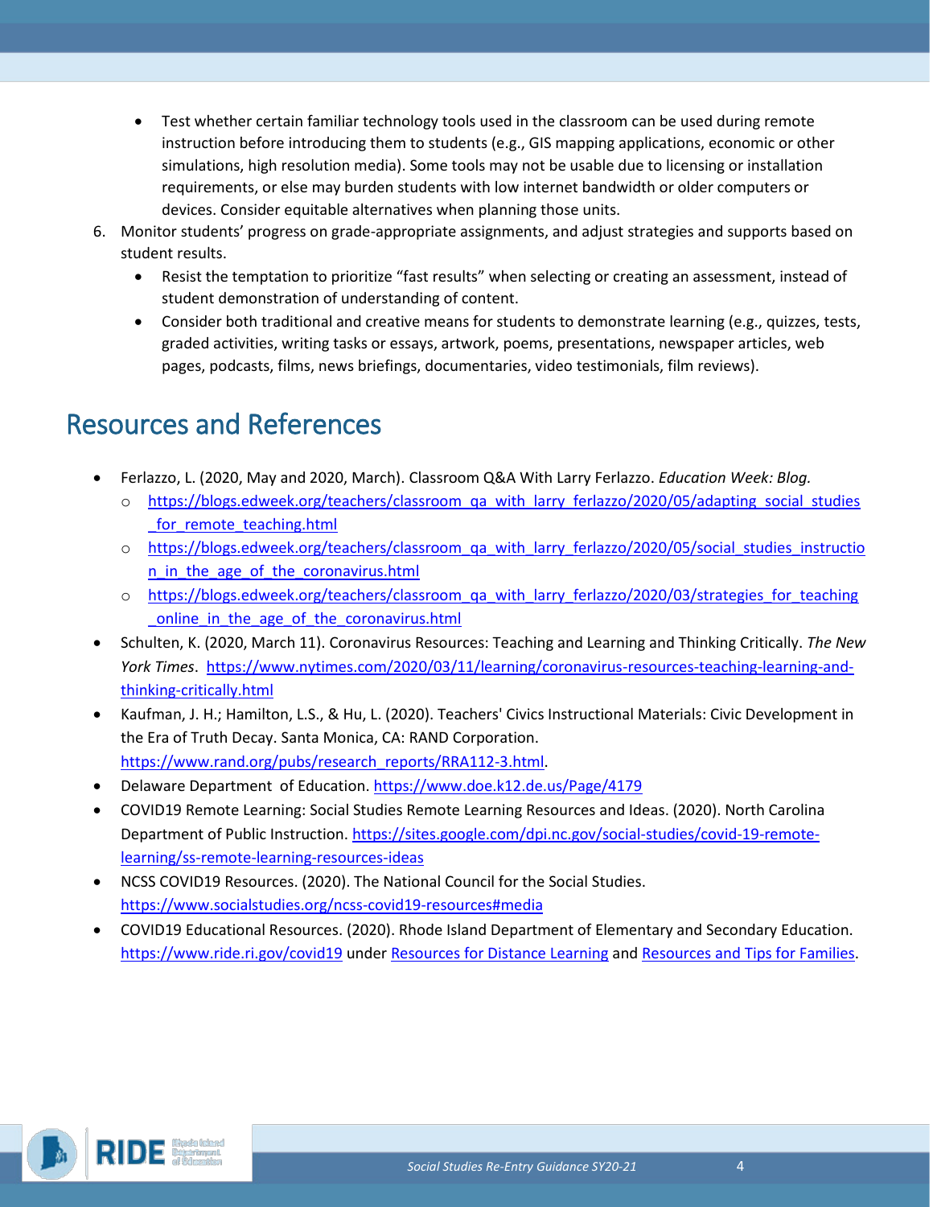- Test whether certain familiar technology tools used in the classroom can be used during remote instruction before introducing them to students (e.g., GIS mapping applications, economic or other simulations, high resolution media). Some tools may not be usable due to licensing or installation requirements, or else may burden students with low internet bandwidth or older computers or devices. Consider equitable alternatives when planning those units.

6. Monitor students' progress on grade-appropriate assignments, and adjust strategies and supports based on student results.
   - Resist the temptation to prioritize "fast results" when selecting or creating an assessment, instead of student demonstration of understanding of content.
   - Consider both traditional and creative means for students to demonstrate learning (e.g., quizzes, tests, graded activities, writing tasks or essays, artwork, poems, presentations, newspaper articles, web pages, podcasts, films, news briefings, documentaries, video testimonials, film reviews).

# Resources and References

- Ferlazzo, L. (2020, May and 2020, March). Classroom Q&A With Larry Ferlazzo. *Education Week: Blog.*
  - https://blogs.edweek.org/teachers/classroom_qa_with_larry_ferlazzo/2020/05/adapting_social_studies_for_remote_teaching.html
  - https://blogs.edweek.org/teachers/classroom_qa_with_larry_ferlazzo/2020/05/social_studies_instruction_in_the_age_of_the_coronavirus.html
  - https://blogs.edweek.org/teachers/classroom_qa_with_larry_ferlazzo/2020/03/strategies_for_teaching_online_in_the_age_of_the_coronavirus.html
- Schulten, K. (2020, March 11). Coronavirus Resources: Teaching and Learning and Thinking Critically. *The New York Times*. https://www.nytimes.com/2020/03/11/learning/coronavirus-resources-teaching-learning-and-thinking-critically.html
- Kaufman, J. H.; Hamilton, L.S., & Hu, L. (2020). Teachers' Civics Instructional Materials: Civic Development in the Era of Truth Decay. Santa Monica, CA: RAND Corporation. https://www.rand.org/pubs/research_reports/RRA112-3.html.
- Delaware Department of Education. https://www.doe.k12.de.us/Page/4179
- COVID19 Remote Learning: Social Studies Remote Learning Resources and Ideas. (2020). North Carolina Department of Public Instruction. https://sites.google.com/dpi.nc.gov/social-studies/covid-19-remote-learning/ss-remote-learning-resources-ideas
- NCSS COVID19 Resources. (2020). The National Council for the Social Studies. https://www.socialstudies.org/ncss-covid19-resources#media
- COVID19 Educational Resources. (2020). Rhode Island Department of Elementary and Secondary Education. https://www.ride.ri.gov/covid19 under Resources for Distance Learning and Resources and Tips for Families.